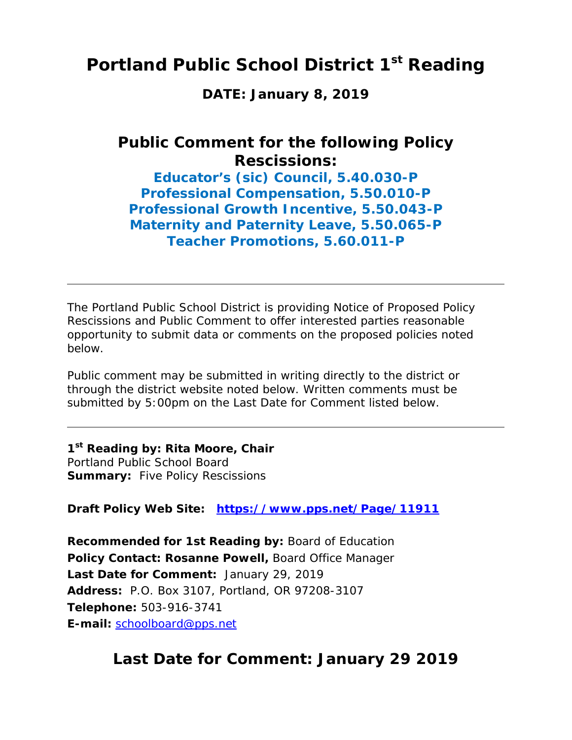# Portland Public School District 1st Reading

**DATE: January 8, 2019**

## Public Comment for the following Policy Rescissions:

**Educator's (sic) Council, 5.40.030-P**
**Professional Compensation, 5.50.010-P**
**Professional Growth Incentive, 5.50.043-P**
**Maternity and Paternity Leave, 5.50.065-P**
**Teacher Promotions, 5.60.011-P**

---

The Portland Public School District is providing Notice of Proposed Policy Rescissions and Public Comment to offer interested parties reasonable opportunity to submit data or comments on the proposed policies noted below.

Public comment may be submitted in writing directly to the district or through the district website noted below. Written comments must be submitted by 5:00pm on the Last Date for Comment listed below.

---

**1st Reading by: Rita Moore, Chair**
Portland Public School Board
**Summary:** Five Policy Rescissions

**Draft Policy Web Site:** **https://www.pps.net/Page/11911**

**Recommended for 1st Reading by:** Board of Education
**Policy Contact: Rosanne Powell,** Board Office Manager
**Last Date for Comment:** January 29, 2019
**Address:** P.O. Box 3107, Portland, OR 97208-3107
**Telephone:** 503-916-3741
**E-mail:** schoolboard@pps.net

## Last Date for Comment: January 29 2019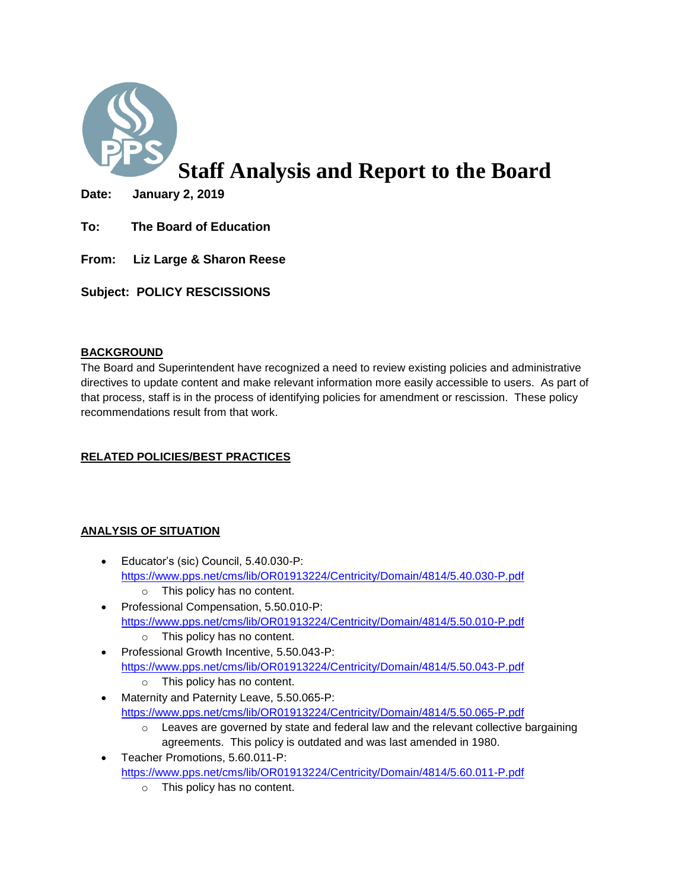# Staff Analysis and Report to the Board

**Date:** **January 2, 2019**

**To:** **The Board of Education**

**From:** **Liz Large & Sharon Reese**

**Subject: POLICY RESCISSIONS**

**BACKGROUND**

The Board and Superintendent have recognized a need to review existing policies and administrative directives to update content and make relevant information more easily accessible to users. As part of that process, staff is in the process of identifying policies for amendment or rescission. These policy recommendations result from that work.

**RELATED POLICIES/BEST PRACTICES**

**ANALYSIS OF SITUATION**

- Educator's (sic) Council, 5.40.030-P: https://www.pps.net/cms/lib/OR01913224/Centricity/Domain/4814/5.40.030-P.pdf
  - This policy has no content.
- Professional Compensation, 5.50.010-P: https://www.pps.net/cms/lib/OR01913224/Centricity/Domain/4814/5.50.010-P.pdf
  - This policy has no content.
- Professional Growth Incentive, 5.50.043-P: https://www.pps.net/cms/lib/OR01913224/Centricity/Domain/4814/5.50.043-P.pdf
  - This policy has no content.
- Maternity and Paternity Leave, 5.50.065-P: https://www.pps.net/cms/lib/OR01913224/Centricity/Domain/4814/5.50.065-P.pdf
  - Leaves are governed by state and federal law and the relevant collective bargaining agreements. This policy is outdated and was last amended in 1980.
- Teacher Promotions, 5.60.011-P: https://www.pps.net/cms/lib/OR01913224/Centricity/Domain/4814/5.60.011-P.pdf
  - This policy has no content.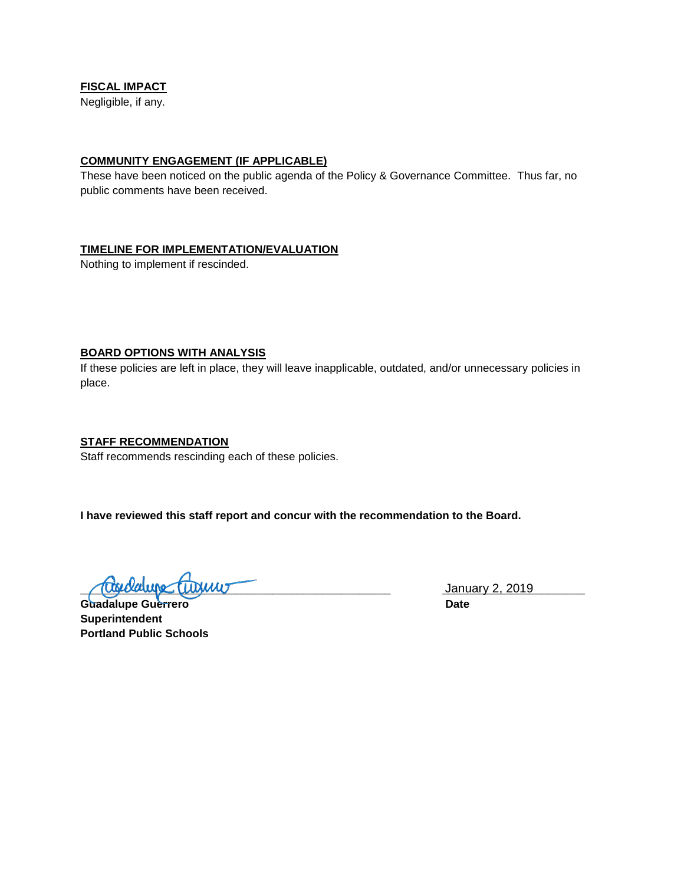**FISCAL IMPACT**

Negligible, if any.

**COMMUNITY ENGAGEMENT (IF APPLICABLE)**

These have been noticed on the public agenda of the Policy & Governance Committee. Thus far, no public comments have been received.

**TIMELINE FOR IMPLEMENTATION/EVALUATION**

Nothing to implement if rescinded.

**BOARD OPTIONS WITH ANALYSIS**

If these policies are left in place, they will leave inapplicable, outdated, and/or unnecessary policies in place.

**STAFF RECOMMENDATION**

Staff recommends rescinding each of these policies.

**I have reviewed this staff report and concur with the recommendation to the Board.**

**Guadalupe Guerrero**
**Superintendent**
**Portland Public Schools**

January 2, 2019
**Date**